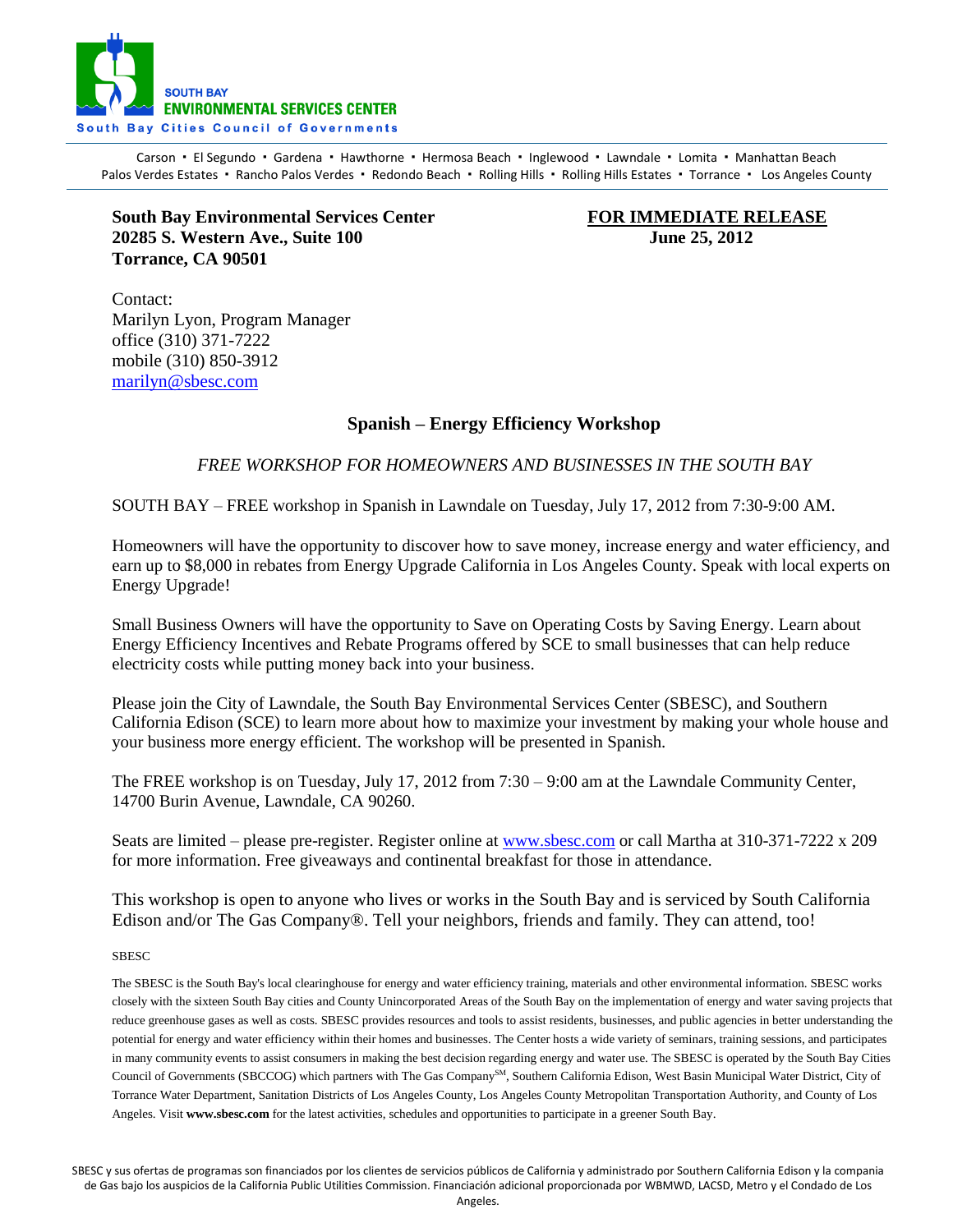SOUTH BAY
ENVIRONMENTAL SERVICES CENTER
South Bay Cities Council of Governments

Carson ▪ El Segundo ▪ Gardena ▪ Hawthorne ▪ Hermosa Beach ▪ Inglewood ▪ Lawndale ▪ Lomita ▪ Manhattan Beach
Palos Verdes Estates ▪ Rancho Palos Verdes ▪ Redondo Beach ▪ Rolling Hills ▪ Rolling Hills Estates ▪ Torrance ▪ Los Angeles County

**South Bay Environmental Services Center**
**20285 S. Western Ave., Suite 100**
**Torrance, CA 90501**

**FOR IMMEDIATE RELEASE**
**June 25, 2012**

Contact:
Marilyn Lyon, Program Manager
office (310) 371-7222
mobile (310) 850-3912
marilyn@sbesc.com

## Spanish – Energy Efficiency Workshop

*FREE WORKSHOP FOR HOMEOWNERS AND BUSINESSES IN THE SOUTH BAY*

SOUTH BAY – FREE workshop in Spanish in Lawndale on Tuesday, July 17, 2012 from 7:30-9:00 AM.

Homeowners will have the opportunity to discover how to save money, increase energy and water efficiency, and earn up to $8,000 in rebates from Energy Upgrade California in Los Angeles County. Speak with local experts on Energy Upgrade!

Small Business Owners will have the opportunity to Save on Operating Costs by Saving Energy. Learn about Energy Efficiency Incentives and Rebate Programs offered by SCE to small businesses that can help reduce electricity costs while putting money back into your business.

Please join the City of Lawndale, the South Bay Environmental Services Center (SBESC), and Southern California Edison (SCE) to learn more about how to maximize your investment by making your whole house and your business more energy efficient. The workshop will be presented in Spanish.

The FREE workshop is on Tuesday, July 17, 2012 from 7:30 – 9:00 am at the Lawndale Community Center, 14700 Burin Avenue, Lawndale, CA 90260.

Seats are limited – please pre-register. Register online at www.sbesc.com or call Martha at 310-371-7222 x 209 for more information. Free giveaways and continental breakfast for those in attendance.

This workshop is open to anyone who lives or works in the South Bay and is serviced by South California Edison and/or The Gas Company®. Tell your neighbors, friends and family. They can attend, too!

SBESC

The SBESC is the South Bay's local clearinghouse for energy and water efficiency training, materials and other environmental information. SBESC works closely with the sixteen South Bay cities and County Unincorporated Areas of the South Bay on the implementation of energy and water saving projects that reduce greenhouse gases as well as costs. SBESC provides resources and tools to assist residents, businesses, and public agencies in better understanding the potential for energy and water efficiency within their homes and businesses. The Center hosts a wide variety of seminars, training sessions, and participates in many community events to assist consumers in making the best decision regarding energy and water use. The SBESC is operated by the South Bay Cities Council of Governments (SBCCOG) which partners with The Gas Company℠, Southern California Edison, West Basin Municipal Water District, City of Torrance Water Department, Sanitation Districts of Los Angeles County, Los Angeles County Metropolitan Transportation Authority, and County of Los Angeles. Visit **www.sbesc.com** for the latest activities, schedules and opportunities to participate in a greener South Bay.

SBESC y sus ofertas de programas son financiados por los clientes de servicios públicos de California y administrado por Southern California Edison y la compania de Gas bajo los auspicios de la California Public Utilities Commission. Financiación adicional proporcionada por WBMWD, LACSD, Metro y el Condado de Los Angeles.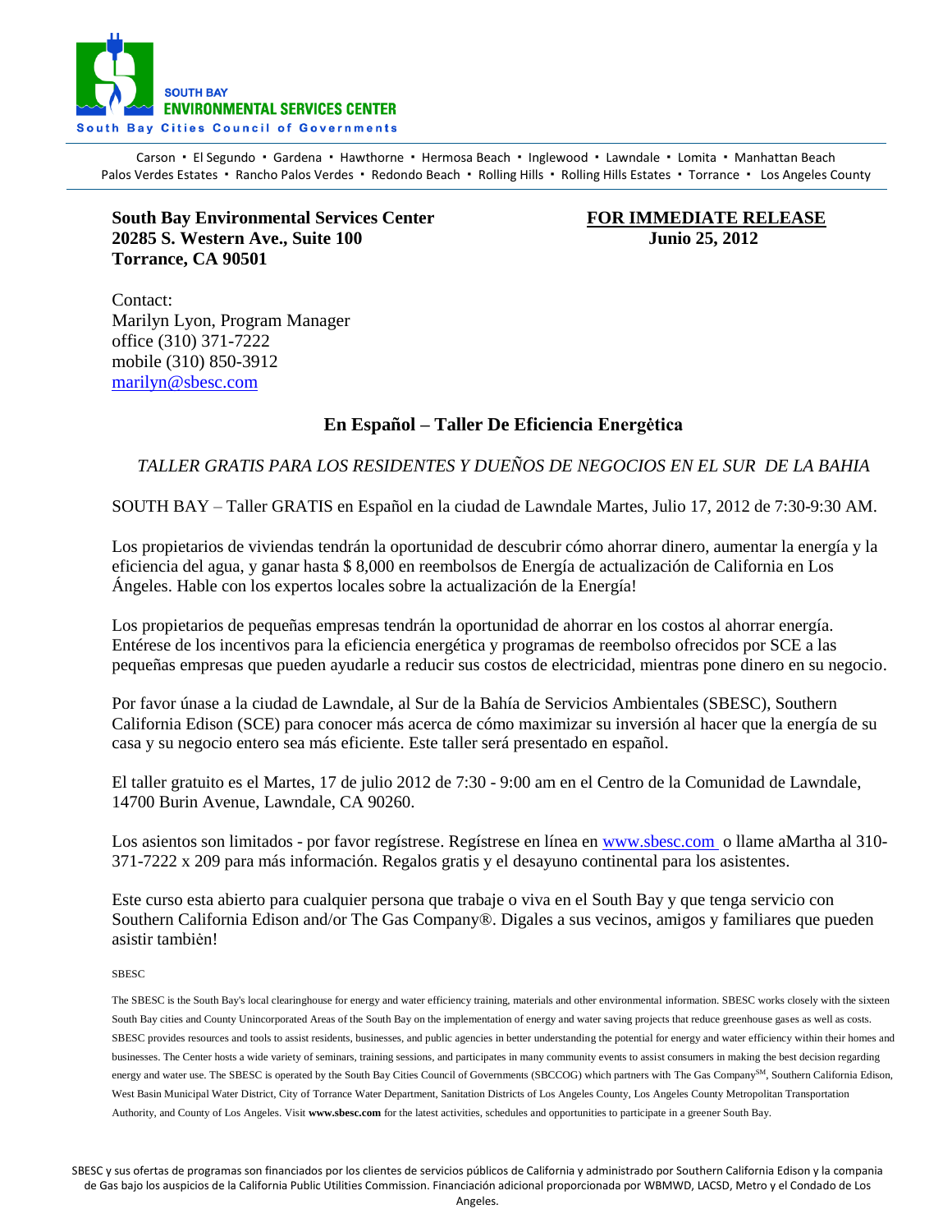SOUTH BAY ENVIRONMENTAL SERVICES CENTER
South Bay Cities Council of Governments

Carson • El Segundo • Gardena • Hawthorne • Hermosa Beach • Inglewood • Lawndale • Lomita • Manhattan Beach
Palos Verdes Estates • Rancho Palos Verdes • Redondo Beach • Rolling Hills • Rolling Hills Estates • Torrance • Los Angeles County

**South Bay Environmental Services Center**
**20285 S. Western Ave., Suite 100**
**Torrance, CA 90501**

**FOR IMMEDIATE RELEASE**
**Junio 25, 2012**

Contact:
Marilyn Lyon, Program Manager
office (310) 371-7222
mobile (310) 850-3912
marilyn@sbesc.com

## En Español – Taller De Eficiencia Energėtica

*TALLER GRATIS PARA LOS RESIDENTES Y DUEÑOS DE NEGOCIOS EN EL SUR DE LA BAHIA*

SOUTH BAY – Taller GRATIS en Español en la ciudad de Lawndale Martes, Julio 17, 2012 de 7:30-9:30 AM.

Los propietarios de viviendas tendrán la oportunidad de descubrir cómo ahorrar dinero, aumentar la energía y la eficiencia del agua, y ganar hasta $ 8,000 en reembolsos de Energía de actualización de California en Los Ángeles. Hable con los expertos locales sobre la actualización de la Energía!

Los propietarios de pequeñas empresas tendrán la oportunidad de ahorrar en los costos al ahorrar energía. Entérese de los incentivos para la eficiencia energética y programas de reembolso ofrecidos por SCE a las pequeñas empresas que pueden ayudarle a reducir sus costos de electricidad, mientras pone dinero en su negocio.

Por favor únase a la ciudad de Lawndale, al Sur de la Bahía de Servicios Ambientales (SBESC), Southern California Edison (SCE) para conocer más acerca de cómo maximizar su inversión al hacer que la energía de su casa y su negocio entero sea más eficiente. Este taller será presentado en español.

El taller gratuito es el Martes, 17 de julio 2012 de 7:30 - 9:00 am en el Centro de la Comunidad de Lawndale, 14700 Burin Avenue, Lawndale, CA 90260.

Los asientos son limitados - por favor regístrese. Regístrese en línea en www.sbesc.com o llame aMartha al 310-371-7222 x 209 para más información. Regalos gratis y el desayuno continental para los asistentes.

Este curso esta abierto para cualquier persona que trabaje o viva en el South Bay y que tenga servicio con Southern California Edison and/or The Gas Company®. Digales a sus vecinos, amigos y familiares que pueden asistir tambiėn!

SBESC

The SBESC is the South Bay's local clearinghouse for energy and water efficiency training, materials and other environmental information. SBESC works closely with the sixteen South Bay cities and County Unincorporated Areas of the South Bay on the implementation of energy and water saving projects that reduce greenhouse gases as well as costs. SBESC provides resources and tools to assist residents, businesses, and public agencies in better understanding the potential for energy and water efficiency within their homes and businesses. The Center hosts a wide variety of seminars, training sessions, and participates in many community events to assist consumers in making the best decision regarding energy and water use. The SBESC is operated by the South Bay Cities Council of Governments (SBCCOG) which partners with The Gas Company℠, Southern California Edison, West Basin Municipal Water District, City of Torrance Water Department, Sanitation Districts of Los Angeles County, Los Angeles County Metropolitan Transportation Authority, and County of Los Angeles. Visit **www.sbesc.com** for the latest activities, schedules and opportunities to participate in a greener South Bay.

SBESC y sus ofertas de programas son financiados por los clientes de servicios públicos de California y administrado por Southern California Edison y la compania de Gas bajo los auspicios de la California Public Utilities Commission. Financiación adicional proporcionada por WBMWD, LACSD, Metro y el Condado de Los Angeles.